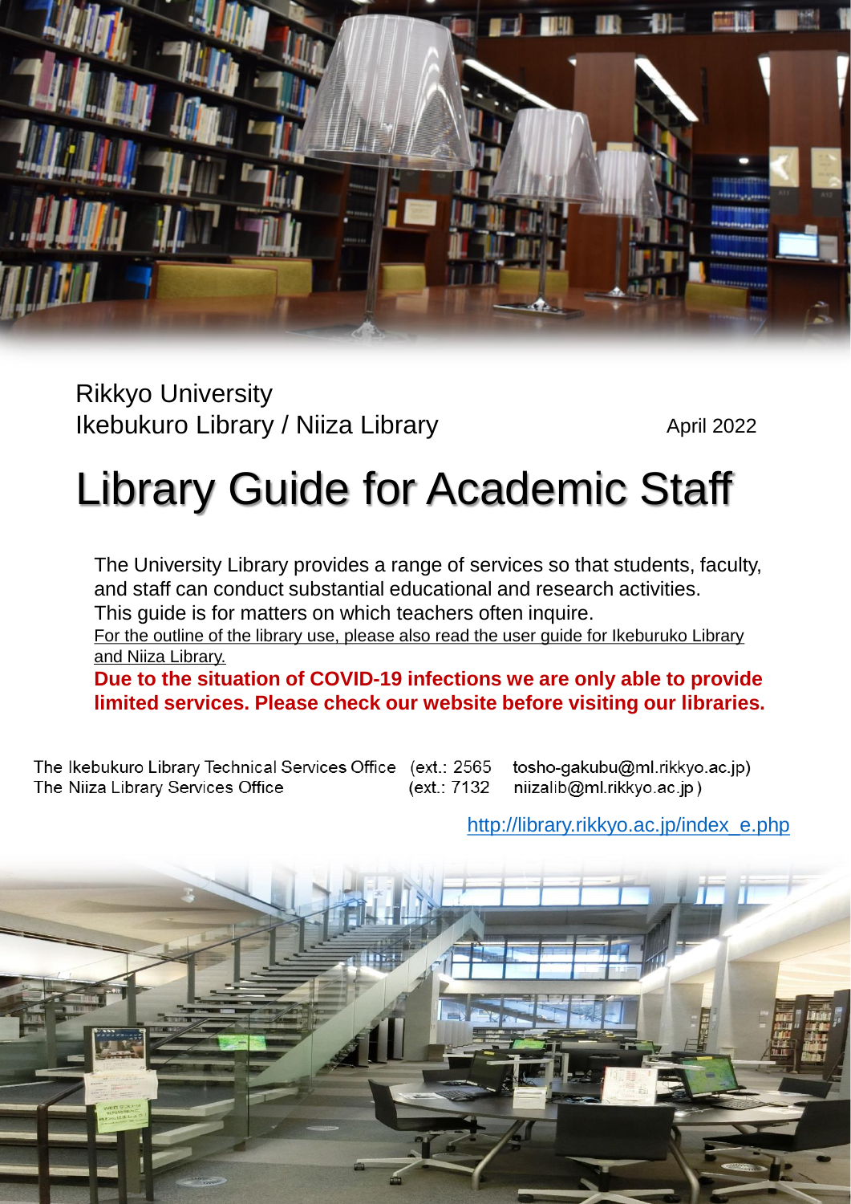Rikkyo University
Ikebukuro Library / Niiza Library

April 2022

# Library Guide for Academic Staff

The University Library provides a range of services so that students, faculty, and staff can conduct substantial educational and research activities.
This guide is for matters on which teachers often inquire.
For the outline of the library use, please also read the user guide for Ikeburuko Library and Niiza Library.
**Due to the situation of COVID-19 infections we are only able to provide limited services. Please check our website before visiting our libraries.**

The Ikebukuro Library Technical Services Office (ext.: 2565 tosho-gakubu@ml.rikkyo.ac.jp)
The Niiza Library Services Office (ext.: 7132 niizalib@ml.rikkyo.ac.jp )

http://library.rikkyo.ac.jp/index_e.php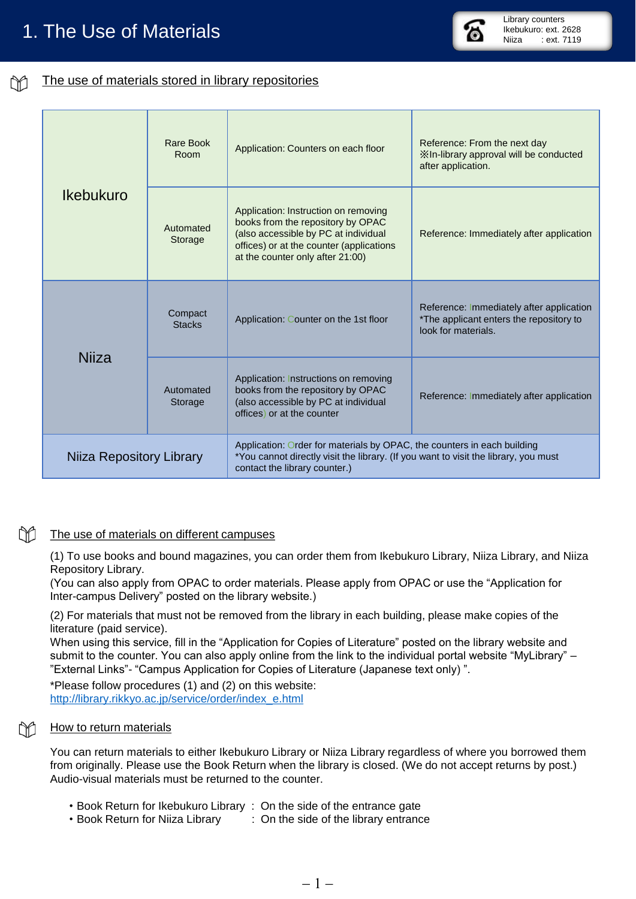# 1. The Use of Materials

Library counters
Ikebukuro: ext. 2628
Niiza : ext. 7119

## The use of materials stored in library repositories

| | | | |
|---|---|---|---|
| Ikebukuro | Rare Book Room | Application: Counters on each floor | Reference: From the next day ※In-library approval will be conducted after application. |
| | Automated Storage | Application: Instruction on removing books from the repository by OPAC (also accessible by PC at individual offices) or at the counter (applications at the counter only after 21:00) | Reference: Immediately after application |
| Niiza | Compact Stacks | Application: Counter on the 1st floor | Reference: Immediately after application *The applicant enters the repository to look for materials. |
| | Automated Storage | Application: Instructions on removing books from the repository by OPAC (also accessible by PC at individual offices) or at the counter | Reference: Immediately after application |
| Niiza Repository Library | | Application: Order for materials by OPAC, the counters in each building *You cannot directly visit the library. (If you want to visit the library, you must contact the library counter.) | |

## The use of materials on different campuses

(1) To use books and bound magazines, you can order them from Ikebukuro Library, Niiza Library, and Niiza Repository Library.
(You can also apply from OPAC to order materials. Please apply from OPAC or use the "Application for Inter-campus Delivery" posted on the library website.)

(2) For materials that must not be removed from the library in each building, please make copies of the literature (paid service).
When using this service, fill in the "Application for Copies of Literature" posted on the library website and submit to the counter. You can also apply online from the link to the individual portal website "MyLibrary" – "External Links"- "Campus Application for Copies of Literature (Japanese text only) ".

*Please follow procedures (1) and (2) on this website:
http://library.rikkyo.ac.jp/service/order/index_e.html

## How to return materials

You can return materials to either Ikebukuro Library or Niiza Library regardless of where you borrowed them from originally. Please use the Book Return when the library is closed. (We do not accept returns by post.) Audio-visual materials must be returned to the counter.

- Book Return for Ikebukuro Library : On the side of the entrance gate
- Book Return for Niiza Library : On the side of the library entrance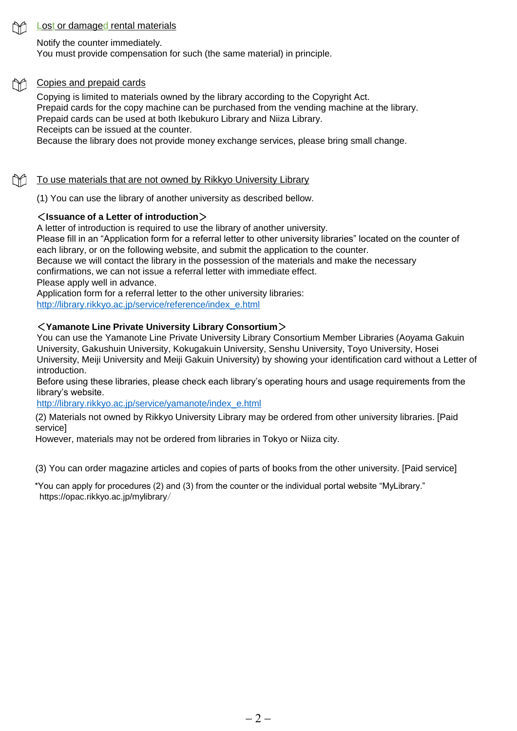## Lost or damaged rental materials

Notify the counter immediately.
You must provide compensation for such (the same material) in principle.

## Copies and prepaid cards

Copying is limited to materials owned by the library according to the Copyright Act.
Prepaid cards for the copy machine can be purchased from the vending machine at the library.
Prepaid cards can be used at both Ikebukuro Library and Niiza Library.
Receipts can be issued at the counter.
Because the library does not provide money exchange services, please bring small change.

## To use materials that are not owned by Rikkyo University Library

(1) You can use the library of another university as described bellow.

**＜Issuance of a Letter of introduction＞**
A letter of introduction is required to use the library of another university.
Please fill in an “Application form for a referral letter to other university libraries” located on the counter of each library, or on the following website, and submit the application to the counter.
Because we will contact the library in the possession of the materials and make the necessary confirmations, we can not issue a referral letter with immediate effect.
Please apply well in advance.
Application form for a referral letter to the other university libraries:
http://library.rikkyo.ac.jp/service/reference/index_e.html

**＜Yamanote Line Private University Library Consortium＞**
You can use the Yamanote Line Private University Library Consortium Member Libraries (Aoyama Gakuin University, Gakushuin University, Kokugakuin University, Senshu University, Toyo University, Hosei University, Meiji University and Meiji Gakuin University) by showing your identification card without a Letter of introduction.
Before using these libraries, please check each library’s operating hours and usage requirements from the library’s website.
http://library.rikkyo.ac.jp/service/yamanote/index_e.html

(2) Materials not owned by Rikkyo University Library may be ordered from other university libraries. [Paid service]
However, materials may not be ordered from libraries in Tokyo or Niiza city.

(3) You can order magazine articles and copies of parts of books from the other university. [Paid service]

*You can apply for procedures (2) and (3) from the counter or the individual portal website “MyLibrary.”
https://opac.rikkyo.ac.jp/mylibrary/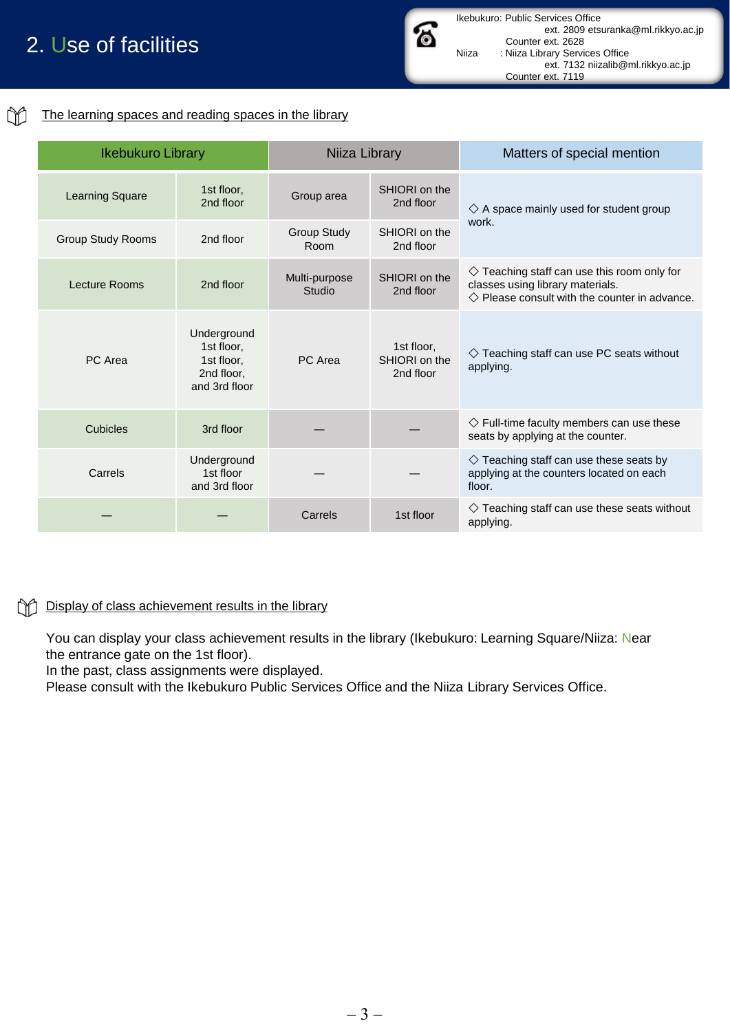## 2. Use of facilities

☎ Ikebukuro: Public Services Office
ext. 2809 etsuranka@ml.rikkyo.ac.jp
Counter ext. 2628
Niiza : Niiza Library Services Office
ext. 7132 niizalib@ml.rikkyo.ac.jp
Counter ext. 7119

### The learning spaces and reading spaces in the library

| Ikebukuro Library | | Niiza Library | | Matters of special mention |
|---|---|---|---|---|
| Learning Square | 1st floor, 2nd floor | Group area | SHIORI on the 2nd floor | ◇ A space mainly used for student group work. |
| Group Study Rooms | 2nd floor | Group Study Room | SHIORI on the 2nd floor | |
| Lecture Rooms | 2nd floor | Multi-purpose Studio | SHIORI on the 2nd floor | ◇ Teaching staff can use this room only for classes using library materials.<br>◇ Please consult with the counter in advance. |
| PC Area | Underground 1st floor, 1st floor, 2nd floor, and 3rd floor | PC Area | 1st floor, SHIORI on the 2nd floor | ◇ Teaching staff can use PC seats without applying. |
| Cubicles | 3rd floor | — | — | ◇ Full-time faculty members can use these seats by applying at the counter. |
| Carrels | Underground 1st floor and 3rd floor | — | — | ◇ Teaching staff can use these seats by applying at the counters located on each floor. |
| — | — | Carrels | 1st floor | ◇ Teaching staff can use these seats without applying. |

### Display of class achievement results in the library

You can display your class achievement results in the library (Ikebukuro: Learning Square/Niiza: Near the entrance gate on the 1st floor).
In the past, class assignments were displayed.
Please consult with the Ikebukuro Public Services Office and the Niiza Library Services Office.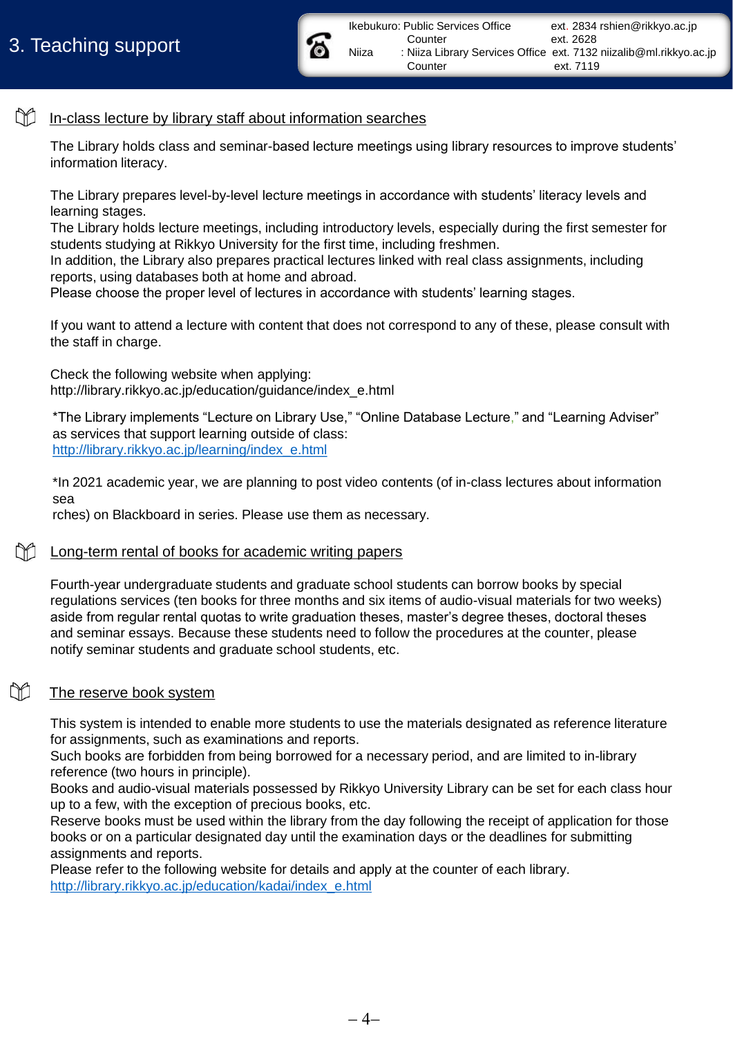# 3. Teaching support

| | | |
|---|---|---|
| Ikebukuro: Public Services Office | ext. 2834 rshien@rikkyo.ac.jp | |
| Counter | ext. 2628 | |
| Niiza : Niiza Library Services Office | ext. 7132 niizalib@ml.rikkyo.ac.jp | |
| Counter | ext. 7119 | |

## In-class lecture by library staff about information searches

The Library holds class and seminar-based lecture meetings using library resources to improve students' information literacy.

The Library prepares level-by-level lecture meetings in accordance with students' literacy levels and learning stages.
The Library holds lecture meetings, including introductory levels, especially during the first semester for students studying at Rikkyo University for the first time, including freshmen.
In addition, the Library also prepares practical lectures linked with real class assignments, including reports, using databases both at home and abroad.
Please choose the proper level of lectures in accordance with students' learning stages.

If you want to attend a lecture with content that does not correspond to any of these, please consult with the staff in charge.

Check the following website when applying:
http://library.rikkyo.ac.jp/education/guidance/index_e.html

*The Library implements "Lecture on Library Use," "Online Database Lecture," and "Learning Adviser" as services that support learning outside of class:
http://library.rikkyo.ac.jp/learning/index_e.html

*In 2021 academic year, we are planning to post video contents (of in-class lectures about information sea
rches) on Blackboard in series. Please use them as necessary.

## Long-term rental of books for academic writing papers

Fourth-year undergraduate students and graduate school students can borrow books by special regulations services (ten books for three months and six items of audio-visual materials for two weeks) aside from regular rental quotas to write graduation theses, master's degree theses, doctoral theses and seminar essays. Because these students need to follow the procedures at the counter, please notify seminar students and graduate school students, etc.

## The reserve book system

This system is intended to enable more students to use the materials designated as reference literature for assignments, such as examinations and reports.
Such books are forbidden from being borrowed for a necessary period, and are limited to in-library reference (two hours in principle).
Books and audio-visual materials possessed by Rikkyo University Library can be set for each class hour up to a few, with the exception of precious books, etc.
Reserve books must be used within the library from the day following the receipt of application for those books or on a particular designated day until the examination days or the deadlines for submitting assignments and reports.
Please refer to the following website for details and apply at the counter of each library.
http://library.rikkyo.ac.jp/education/kadai/index_e.html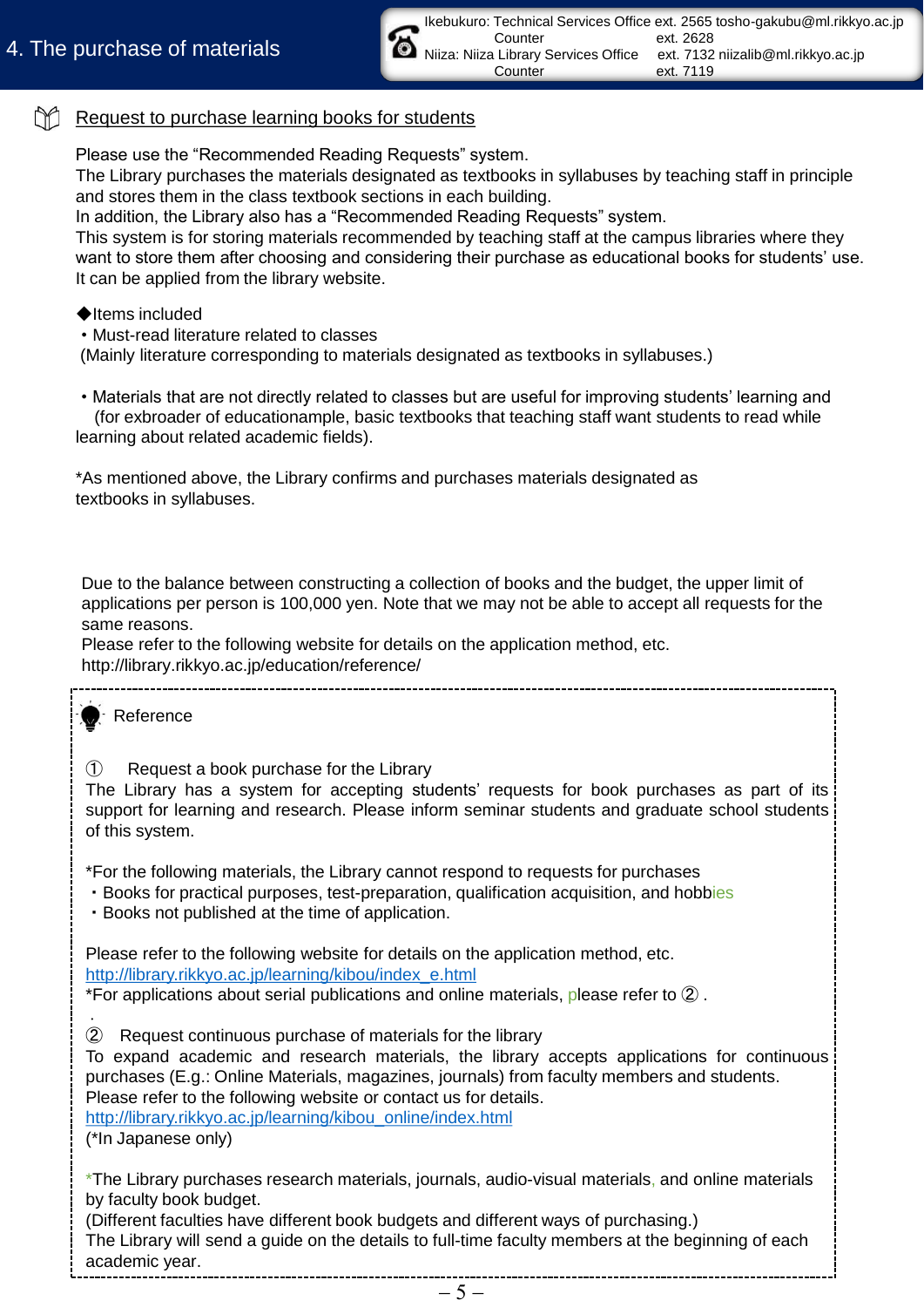# 4. The purchase of materials

Ikebukuro: Technical Services Office ext. 2565 tosho-gakubu@ml.rikkyo.ac.jp
Counter ext. 2628
Niiza: Niiza Library Services Office ext. 7132 niizalib@ml.rikkyo.ac.jp
Counter ext. 7119

## Request to purchase learning books for students

Please use the “Recommended Reading Requests” system.
The Library purchases the materials designated as textbooks in syllabuses by teaching staff in principle and stores them in the class textbook sections in each building.
In addition, the Library also has a “Recommended Reading Requests” system.
This system is for storing materials recommended by teaching staff at the campus libraries where they want to store them after choosing and considering their purchase as educational books for students’ use.
It can be applied from the library website.

◆Items included

・Must-read literature related to classes
(Mainly literature corresponding to materials designated as textbooks in syllabuses.)

・Materials that are not directly related to classes but are useful for improving students’ learning and (for exbroader of educationample, basic textbooks that teaching staff want students to read while learning about related academic fields).

*As mentioned above, the Library confirms and purchases materials designated as textbooks in syllabuses.

Due to the balance between constructing a collection of books and the budget, the upper limit of applications per person is 100,000 yen. Note that we may not be able to accept all requests for the same reasons.
Please refer to the following website for details on the application method, etc.
http://library.rikkyo.ac.jp/education/reference/

---

Reference

① Request a book purchase for the Library
The Library has a system for accepting students’ requests for book purchases as part of its support for learning and research. Please inform seminar students and graduate school students of this system.

*For the following materials, the Library cannot respond to requests for purchases
・Books for practical purposes, test-preparation, qualification acquisition, and hobbies
・Books not published at the time of application.

Please refer to the following website for details on the application method, etc.
http://library.rikkyo.ac.jp/learning/kibou/index_e.html
*For applications about serial publications and online materials, please refer to ② .

② Request continuous purchase of materials for the library
To expand academic and research materials, the library accepts applications for continuous purchases (E.g.: Online Materials, magazines, journals) from faculty members and students.
Please refer to the following website or contact us for details.
http://library.rikkyo.ac.jp/learning/kibou_online/index.html
(*In Japanese only)

*The Library purchases research materials, journals, audio-visual materials, and online materials by faculty book budget.
(Different faculties have different book budgets and different ways of purchasing.)
The Library will send a guide on the details to full-time faculty members at the beginning of each academic year.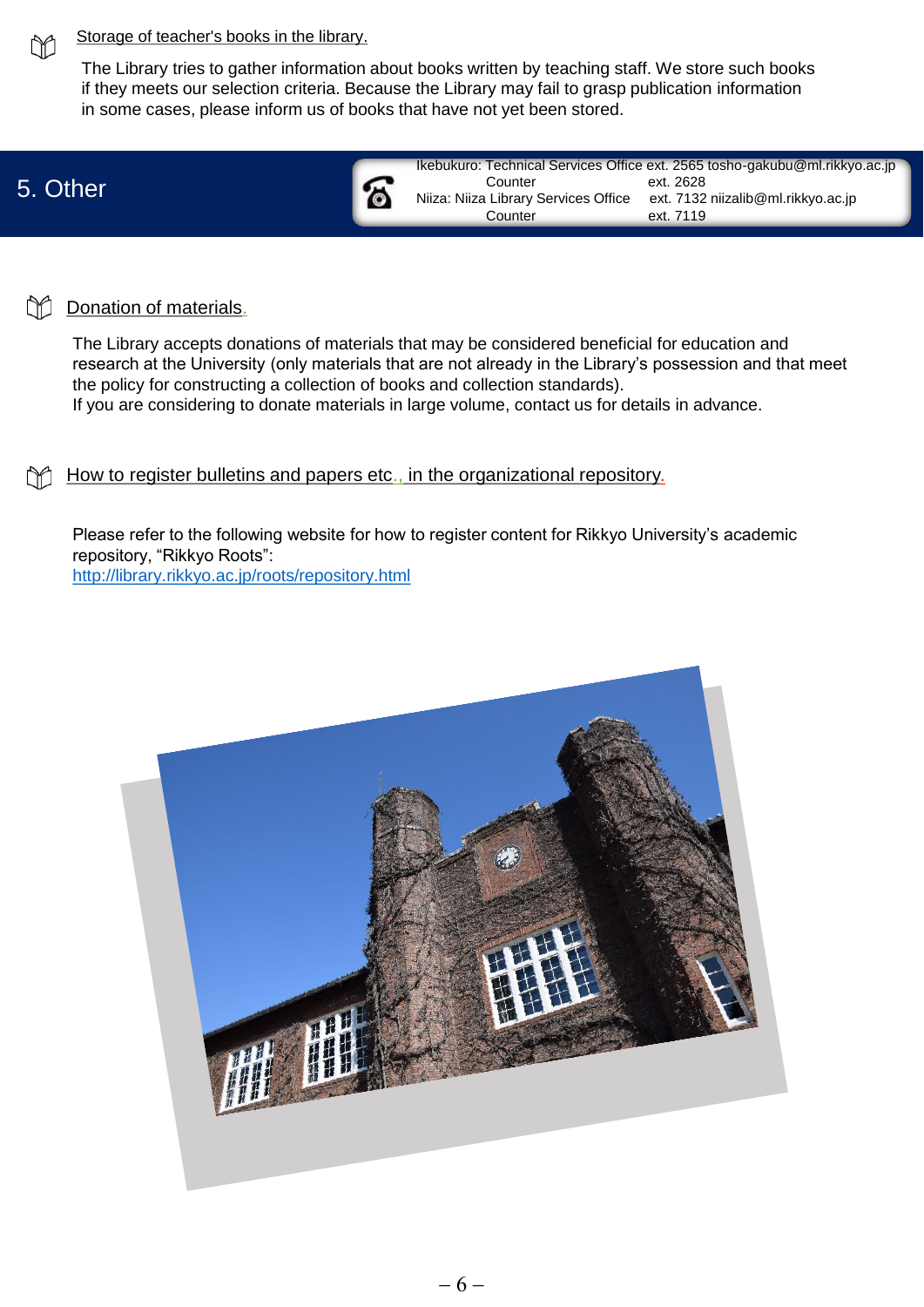### Storage of teacher's books in the library.

The Library tries to gather information about books written by teaching staff. We store such books if they meets our selection criteria. Because the Library may fail to grasp publication information in some cases, please inform us of books that have not yet been stored.

## 5. Other

| | | |
|---|---|---|
| Ikebukuro: Technical Services Office | ext. 2565 | tosho-gakubu@ml.rikkyo.ac.jp |
| Counter | ext. 2628 | |
| Niiza: Niiza Library Services Office | ext. 7132 | niizalib@ml.rikkyo.ac.jp |
| Counter | ext. 7119 | |

### Donation of materials.

The Library accepts donations of materials that may be considered beneficial for education and research at the University (only materials that are not already in the Library's possession and that meet the policy for constructing a collection of books and collection standards).
If you are considering to donate materials in large volume, contact us for details in advance.

### How to register bulletins and papers etc., in the organizational repository.

Please refer to the following website for how to register content for Rikkyo University's academic repository, "Rikkyo Roots":
http://library.rikkyo.ac.jp/roots/repository.html